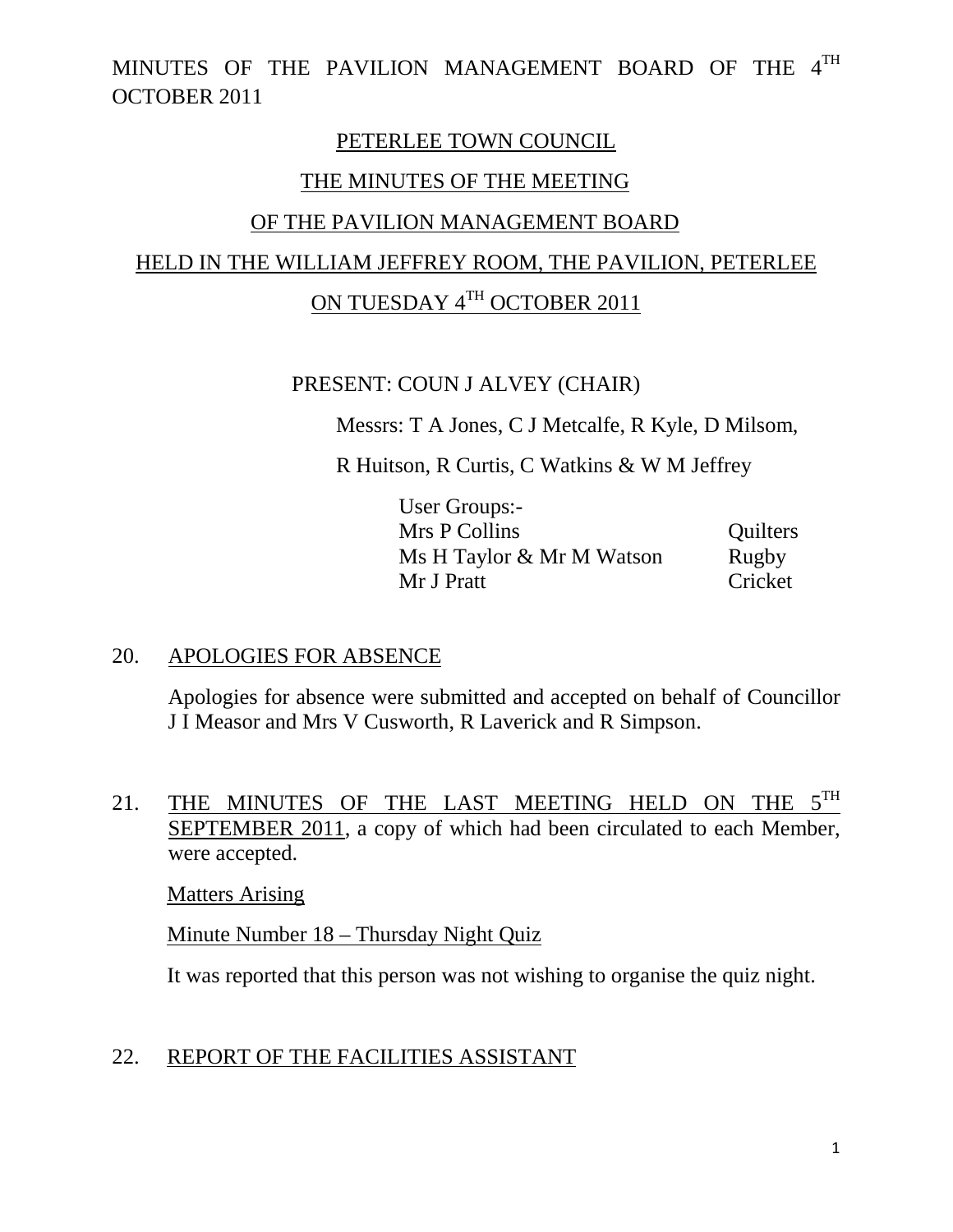# MINUTES OF THE PAVILION MANAGEMENT BOARD OF THE 4TH OCTOBER 2011

## PETERLEE TOWN COUNCIL

## THE MINUTES OF THE MEETING

## OF THE PAVILION MANAGEMENT BOARD

## HELD IN THE WILLIAM JEFFREY ROOM, THE PAVILION, PETERLEE

## ON TUESDAY 4TH OCTOBER 2011

PRESENT: COUN J ALVEY (CHAIR)

Messrs: T A Jones, C J Metcalfe, R Kyle, D Milsom,

R Huitson, R Curtis, C Watkins & W M Jeffrey

User Groups:-

| | |
|---|---|
| Mrs P Collins | Quilters |
| Ms H Taylor & Mr M Watson | Rugby |
| Mr J Pratt | Cricket |

20. APOLOGIES FOR ABSENCE

Apologies for absence were submitted and accepted on behalf of Councillor J I Measor and Mrs V Cusworth, R Laverick and R Simpson.

21. THE MINUTES OF THE LAST MEETING HELD ON THE 5TH SEPTEMBER 2011, a copy of which had been circulated to each Member, were accepted.

Matters Arising

Minute Number 18 – Thursday Night Quiz

It was reported that this person was not wishing to organise the quiz night.

22. REPORT OF THE FACILITIES ASSISTANT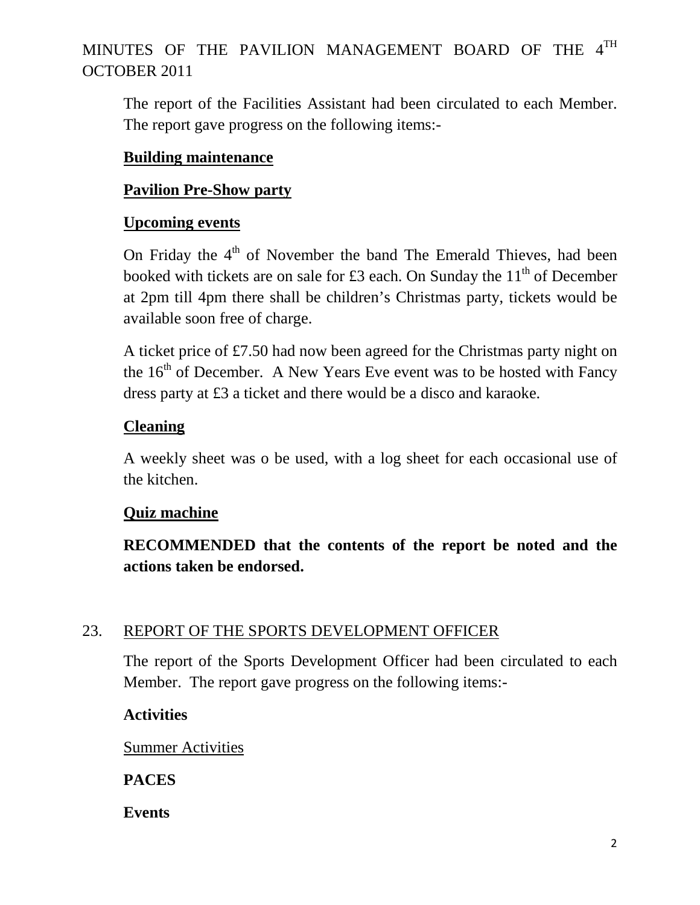The report of the Facilities Assistant had been circulated to each Member. The report gave progress on the following items:-

**Building maintenance**

**Pavilion Pre-Show party**

**Upcoming events**

On Friday the 4th of November the band The Emerald Thieves, had been booked with tickets are on sale for £3 each. On Sunday the 11th of December at 2pm till 4pm there shall be children's Christmas party, tickets would be available soon free of charge.

A ticket price of £7.50 had now been agreed for the Christmas party night on the 16th of December. A New Years Eve event was to be hosted with Fancy dress party at £3 a ticket and there would be a disco and karaoke.

**Cleaning**

A weekly sheet was o be used, with a log sheet for each occasional use of the kitchen.

**Quiz machine**

**RECOMMENDED that the contents of the report be noted and the actions taken be endorsed.**

23. REPORT OF THE SPORTS DEVELOPMENT OFFICER

The report of the Sports Development Officer had been circulated to each Member. The report gave progress on the following items:-

**Activities**

Summer Activities

**PACES**

**Events**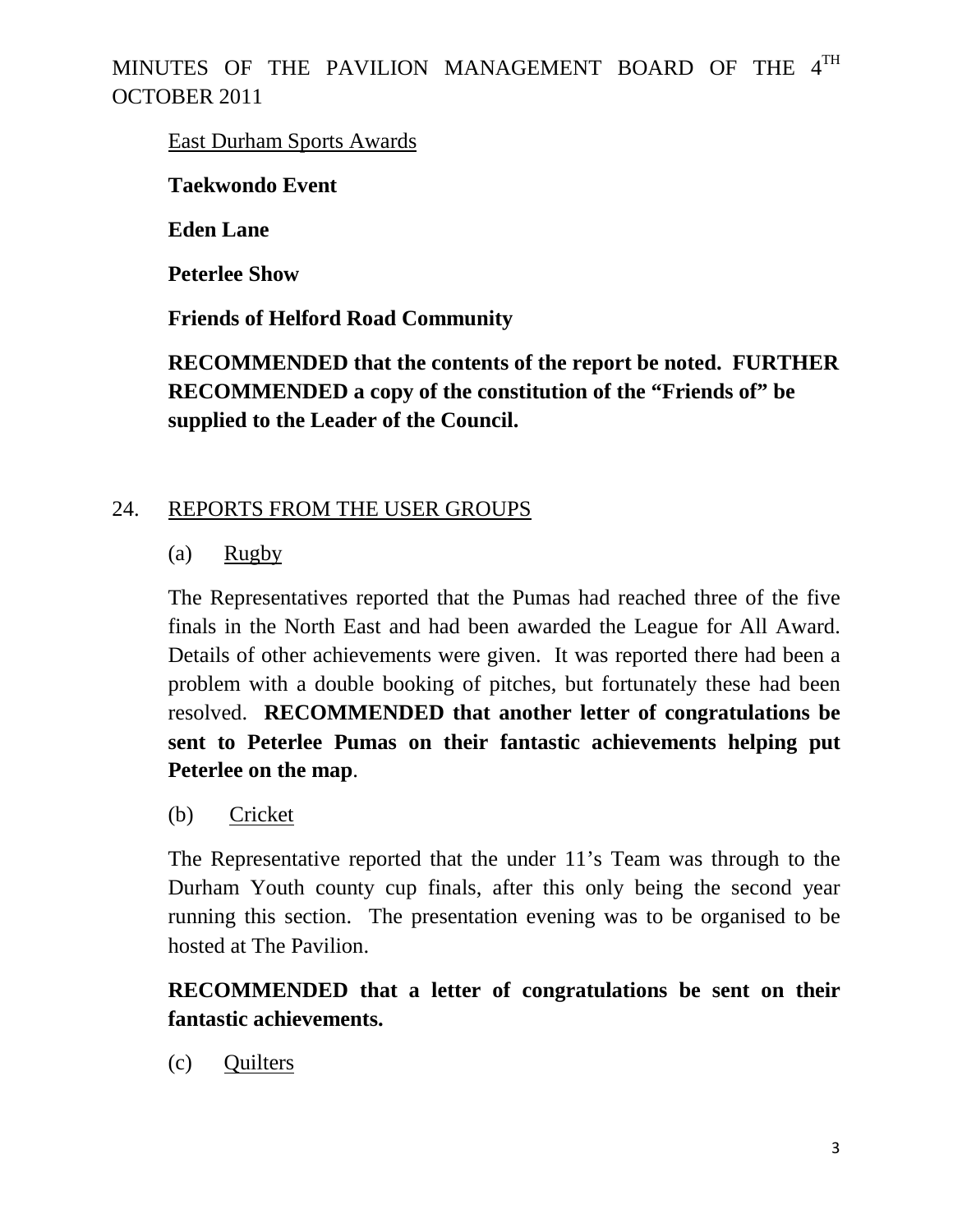East Durham Sports Awards

**Taekwondo Event**

**Eden Lane**

**Peterlee Show**

**Friends of Helford Road Community**

**RECOMMENDED that the contents of the report be noted. FURTHER RECOMMENDED a copy of the constitution of the "Friends of" be supplied to the Leader of the Council.**

24. REPORTS FROM THE USER GROUPS

(a) Rugby

The Representatives reported that the Pumas had reached three of the five finals in the North East and had been awarded the League for All Award. Details of other achievements were given. It was reported there had been a problem with a double booking of pitches, but fortunately these had been resolved. **RECOMMENDED that another letter of congratulations be sent to Peterlee Pumas on their fantastic achievements helping put Peterlee on the map**.

(b) Cricket

The Representative reported that the under 11's Team was through to the Durham Youth county cup finals, after this only being the second year running this section. The presentation evening was to be organised to be hosted at The Pavilion.

**RECOMMENDED that a letter of congratulations be sent on their fantastic achievements.**

(c) Quilters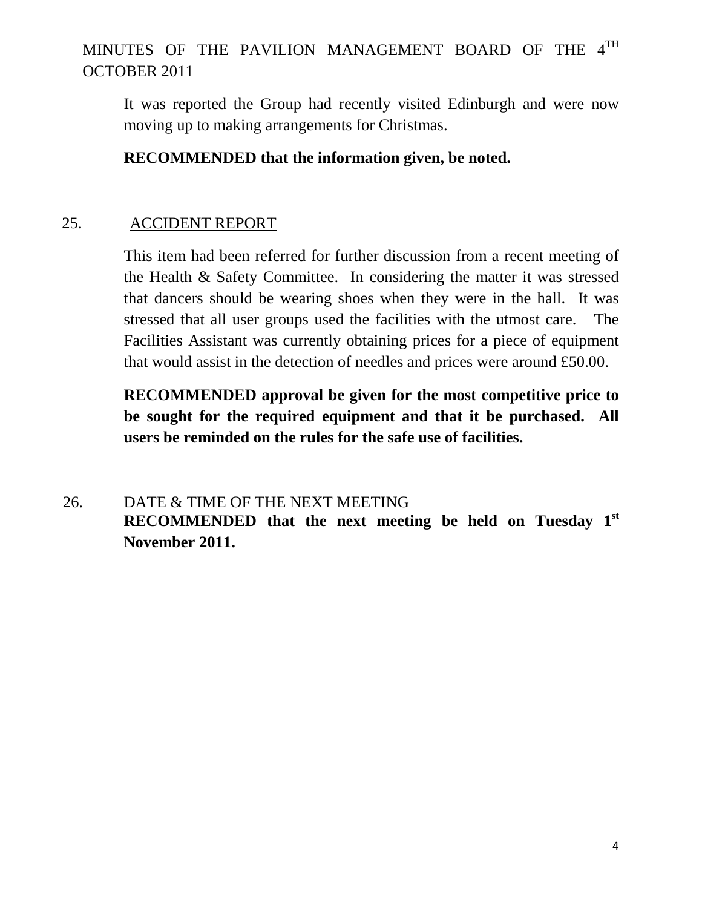It was reported the Group had recently visited Edinburgh and were now moving up to making arrangements for Christmas.

**RECOMMENDED that the information given, be noted.**

25. ACCIDENT REPORT

This item had been referred for further discussion from a recent meeting of the Health & Safety Committee. In considering the matter it was stressed that dancers should be wearing shoes when they were in the hall. It was stressed that all user groups used the facilities with the utmost care. The Facilities Assistant was currently obtaining prices for a piece of equipment that would assist in the detection of needles and prices were around £50.00.

**RECOMMENDED approval be given for the most competitive price to be sought for the required equipment and that it be purchased. All users be reminded on the rules for the safe use of facilities.**

26. DATE & TIME OF THE NEXT MEETING

**RECOMMENDED that the next meeting be held on Tuesday 1st November 2011.**